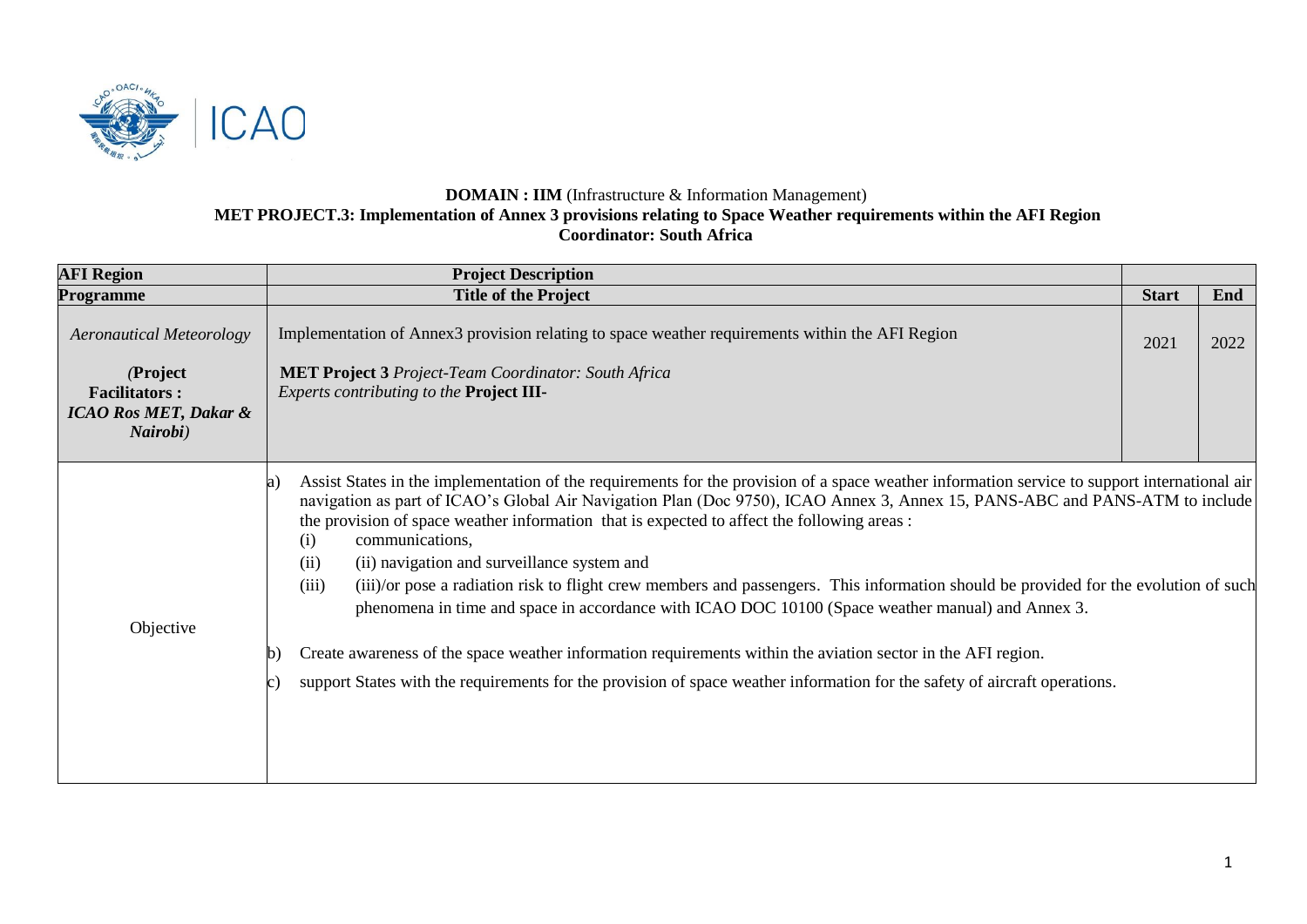**DOMAIN : IIM** (Infrastructure & Information Management)
**MET PROJECT.3: Implementation of Annex 3 provisions relating to Space Weather requirements within the AFI Region**
**Coordinator: South Africa**

| **AFI Region** | **Project Description** | | |
|---|---|---|---|
| **Programme** | **Title of the Project** | **Start** | **End** |
| *Aeronautical Meteorology* <br> *(**Project Facilitators :** ICAO Ros MET, Dakar & Nairobi)* | Implementation of Annex3 provision relating to space weather requirements within the AFI Region <br><br> **MET Project 3** *Project-Team Coordinator: South Africa* <br> *Experts contributing to the* **Project III-** | 2021 | 2022 |
| Objective | a) Assist States in the implementation of the requirements for the provision of a space weather information service to support international air navigation as part of ICAO's Global Air Navigation Plan (Doc 9750), ICAO Annex 3, Annex 15, PANS-ABC and PANS-ATM to include the provision of space weather information that is expected to affect the following areas : <br> (i) communications, <br> (ii) (ii) navigation and surveillance system and <br> (iii) (iii)/or pose a radiation risk to flight crew members and passengers. This information should be provided for the evolution of such phenomena in time and space in accordance with ICAO DOC 10100 (Space weather manual) and Annex 3. <br><br> b) Create awareness of the space weather information requirements within the aviation sector in the AFI region. <br><br> c) support States with the requirements for the provision of space weather information for the safety of aircraft operations. | | |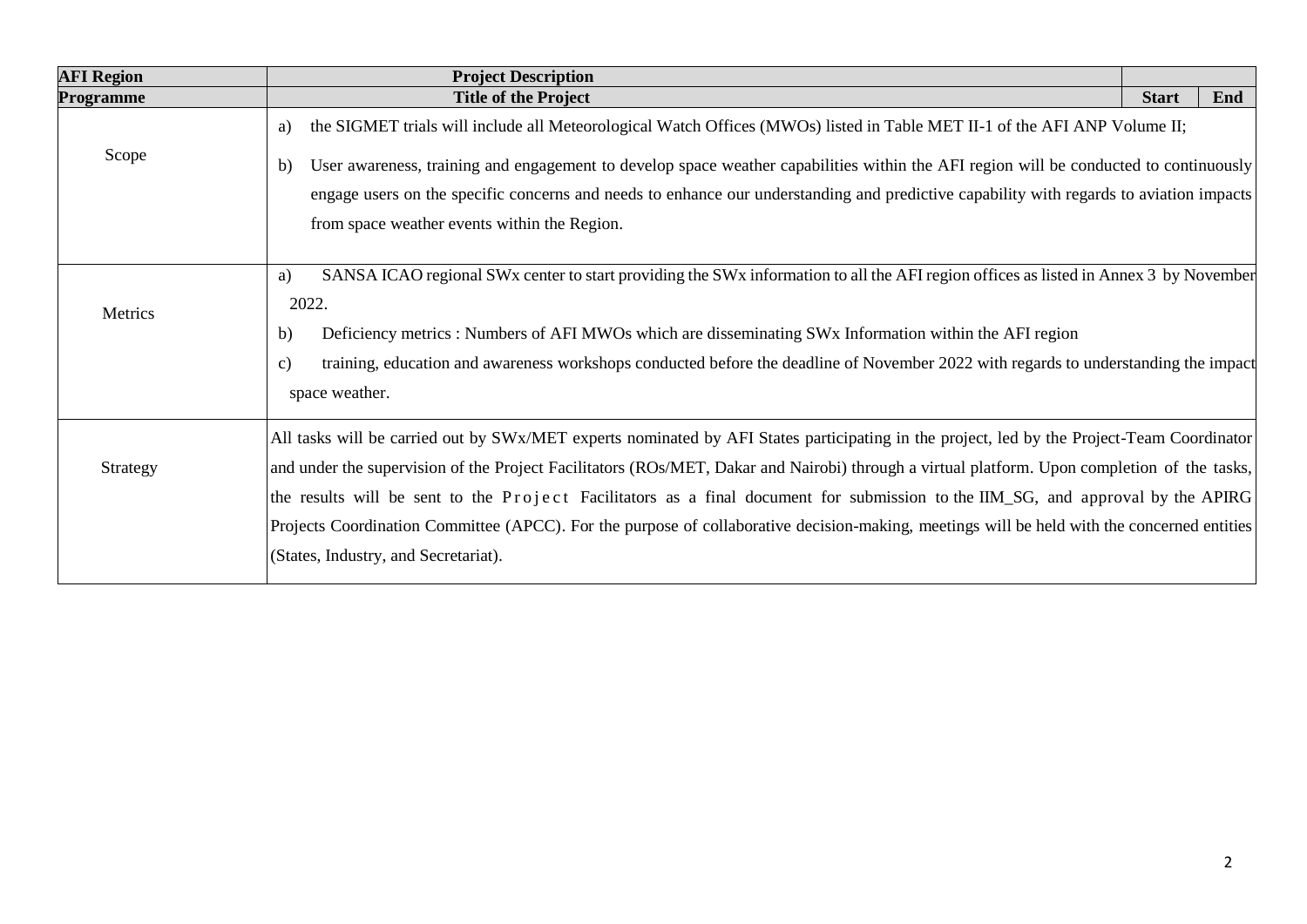| AFI Region | Project Description | | |
|---|---|---|---|
| **Programme** | **Title of the Project** | **Start** | **End** |
| Scope | a) the SIGMET trials will include all Meteorological Watch Offices (MWOs) listed in Table MET II-1 of the AFI ANP Volume II;<br>b) User awareness, training and engagement to develop space weather capabilities within the AFI region will be conducted to continuously engage users on the specific concerns and needs to enhance our understanding and predictive capability with regards to aviation impacts from space weather events within the Region. | | |
| Metrics | a) SANSA ICAO regional SWx center to start providing the SWx information to all the AFI region offices as listed in Annex 3 by November 2022.<br>b) Deficiency metrics : Numbers of AFI MWOs which are disseminating SWx Information within the AFI region<br>c) training, education and awareness workshops conducted before the deadline of November 2022 with regards to understanding the impact space weather. | | |
| Strategy | All tasks will be carried out by SWx/MET experts nominated by AFI States participating in the project, led by the Project-Team Coordinator and under the supervision of the Project Facilitators (ROs/MET, Dakar and Nairobi) through a virtual platform. Upon completion of the tasks, the results will be sent to the Project Facilitators as a final document for submission to the IIM_SG, and approval by the APIRG Projects Coordination Committee (APCC). For the purpose of collaborative decision-making, meetings will be held with the concerned entities (States, Industry, and Secretariat). | | |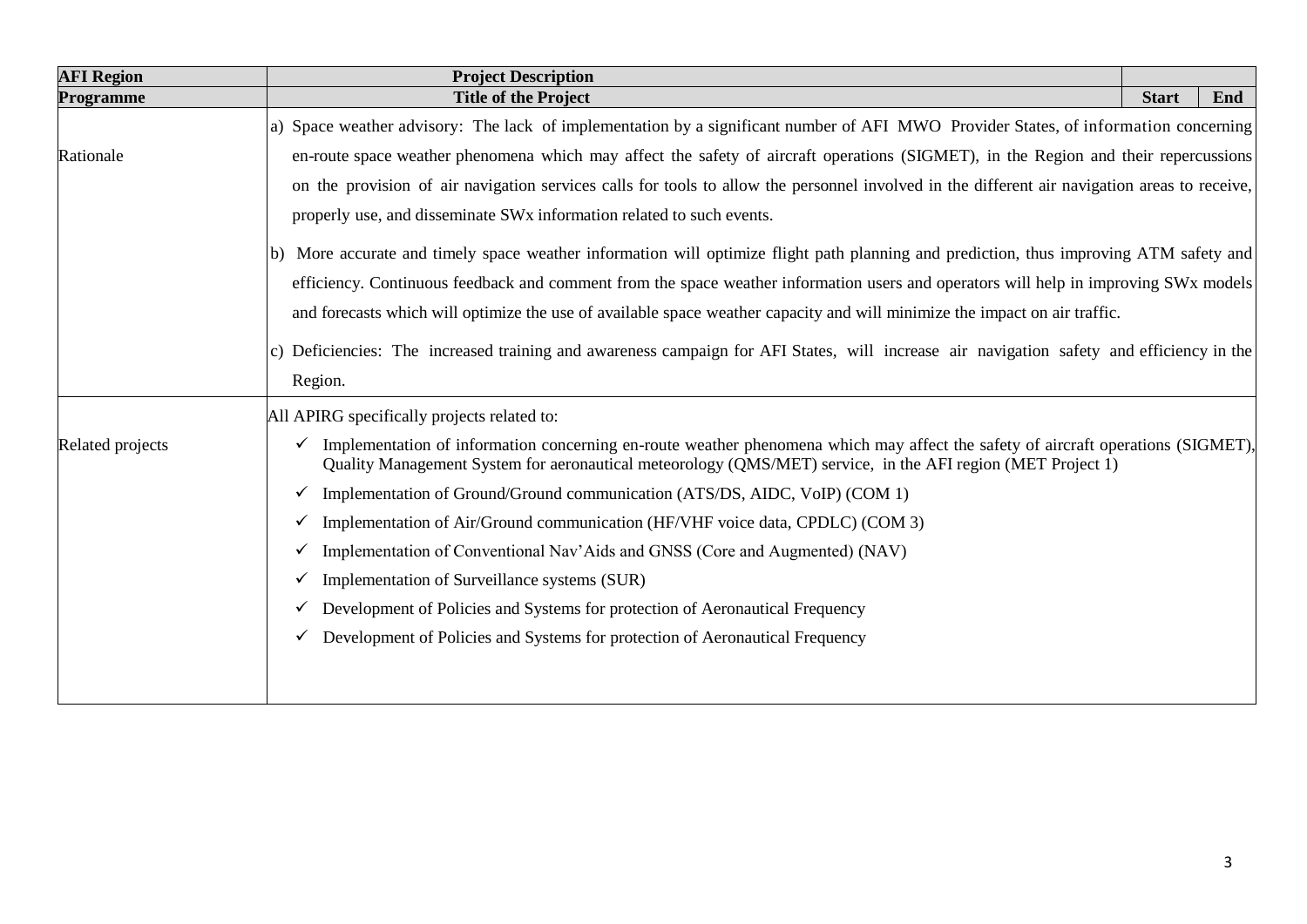| AFI Region | Project Description | | |
|---|---|---|---|
| **Programme** | **Title of the Project** | **Start** | **End** |
| Rationale | a) Space weather advisory: The lack of implementation by a significant number of AFI MWO Provider States, of information concerning en-route space weather phenomena which may affect the safety of aircraft operations (SIGMET), in the Region and their repercussions on the provision of air navigation services calls for tools to allow the personnel involved in the different air navigation areas to receive, properly use, and disseminate SWx information related to such events.<br><br>b) More accurate and timely space weather information will optimize flight path planning and prediction, thus improving ATM safety and efficiency. Continuous feedback and comment from the space weather information users and operators will help in improving SWx models and forecasts which will optimize the use of available space weather capacity and will minimize the impact on air traffic.<br><br>c) Deficiencies: The increased training and awareness campaign for AFI States, will increase air navigation safety and efficiency in the Region. | | |
| Related projects | All APIRG specifically projects related to:<br>✓ Implementation of information concerning en-route weather phenomena which may affect the safety of aircraft operations (SIGMET), Quality Management System for aeronautical meteorology (QMS/MET) service, in the AFI region (MET Project 1)<br>✓ Implementation of Ground/Ground communication (ATS/DS, AIDC, VoIP) (COM 1)<br>✓ Implementation of Air/Ground communication (HF/VHF voice data, CPDLC) (COM 3)<br>✓ Implementation of Conventional Nav'Aids and GNSS (Core and Augmented) (NAV)<br>✓ Implementation of Surveillance systems (SUR)<br>✓ Development of Policies and Systems for protection of Aeronautical Frequency<br>✓ Development of Policies and Systems for protection of Aeronautical Frequency | | |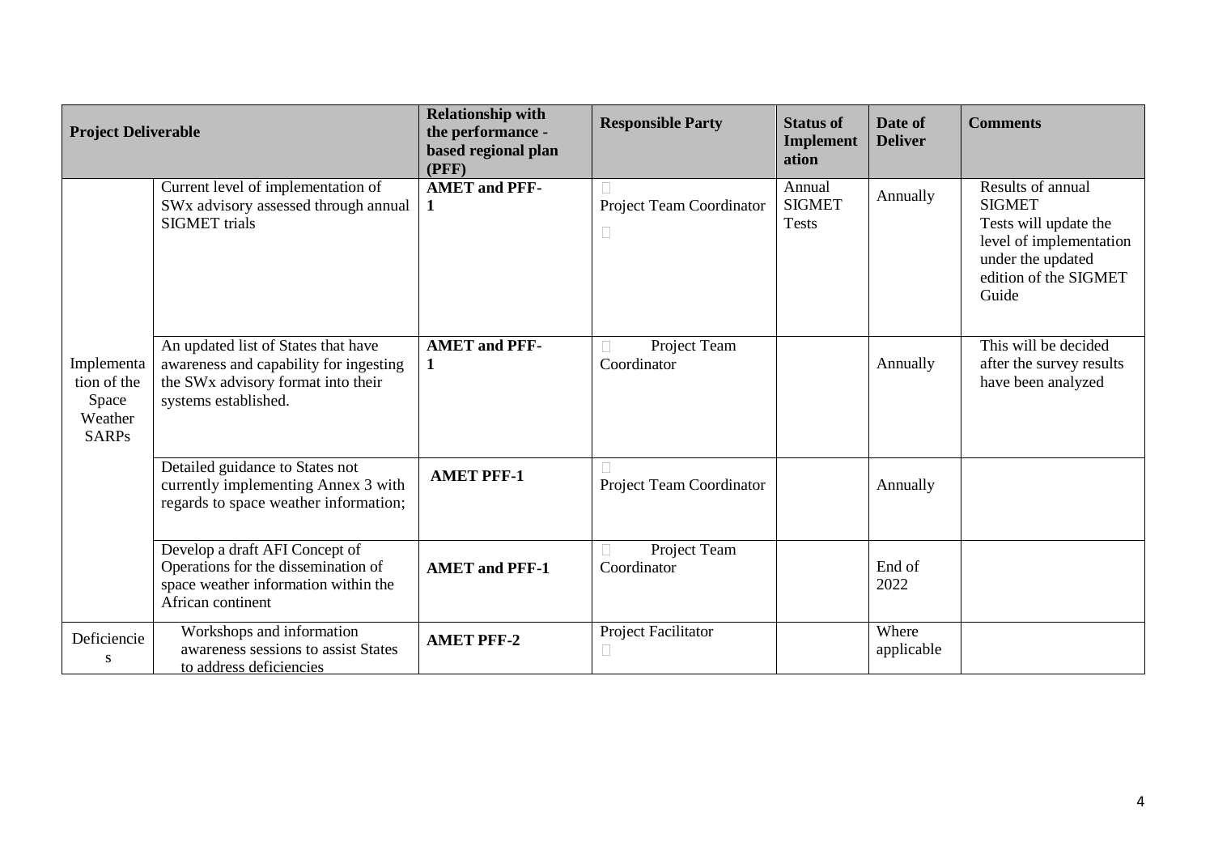| Project Deliverable | | Relationship with the performance - based regional plan (PFF) | Responsible Party | Status of Implementation | Date of Deliver | Comments |
|---|---|---|---|---|---|---|
| Implementation of the Space Weather SARPs | Current level of implementation of SWx advisory assessed through annual SIGMET trials | **AMET and PFF-1** | Project Team Coordinator | Annual SIGMET Tests | Annually | Results of annual SIGMET Tests will update the level of implementation under the updated edition of the SIGMET Guide |
| | An updated list of States that have awareness and capability for ingesting the SWx advisory format into their systems established. | **AMET and PFF-1** | Project Team Coordinator | | Annually | This will be decided after the survey results have been analyzed |
| | Detailed guidance to States not currently implementing Annex 3 with regards to space weather information; | **AMET PFF-1** | Project Team Coordinator | | Annually | |
| | Develop a draft AFI Concept of Operations for the dissemination of space weather information within the African continent | **AMET and PFF-1** | Project Team Coordinator | | End of 2022 | |
| Deficiencies | Workshops and information awareness sessions to assist States to address deficiencies | **AMET PFF-2** | Project Facilitator | | Where applicable | |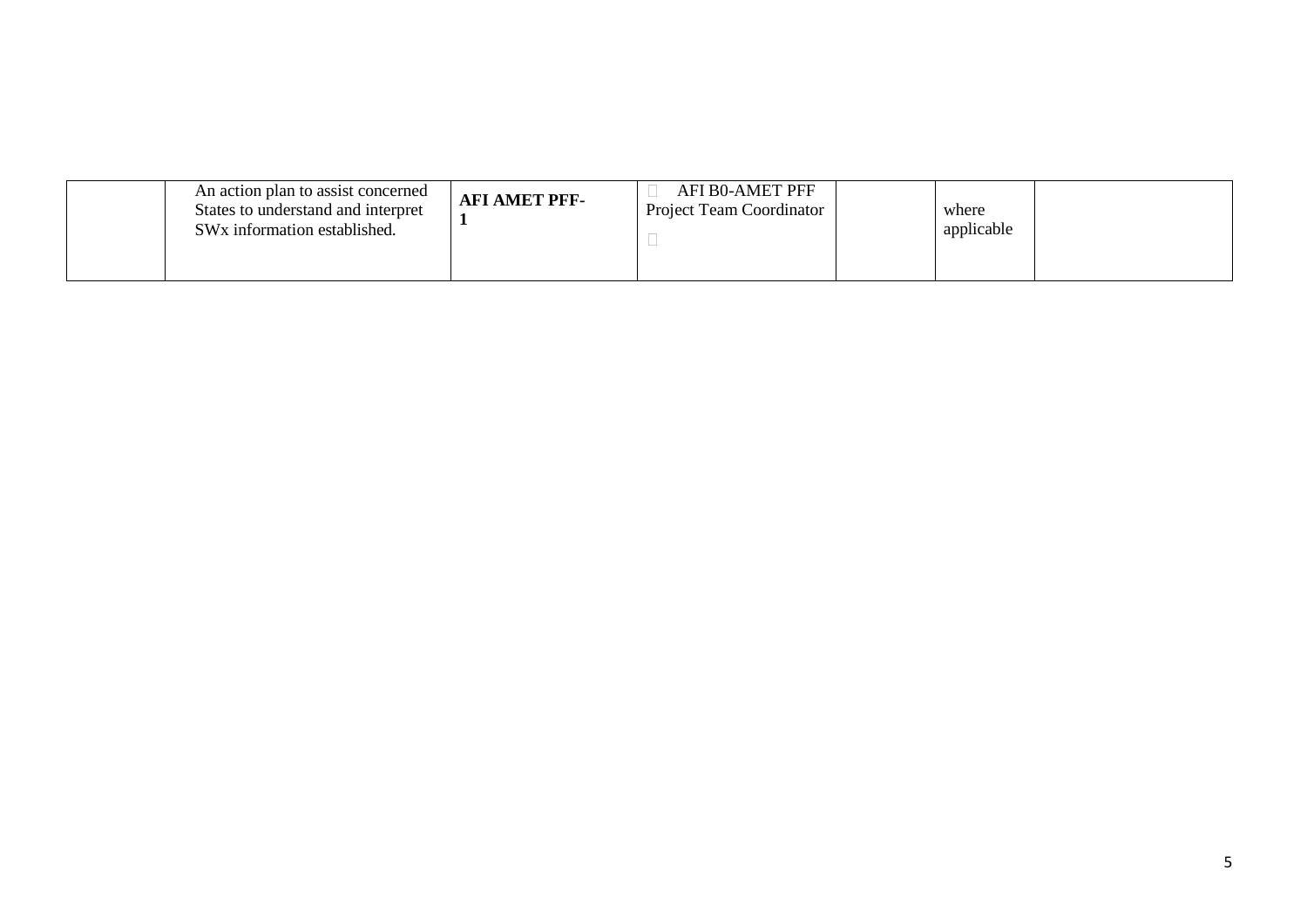| | | | | | | |
|---|---|---|---|---|---|---|
| | An action plan to assist concerned States to understand and interpret SWx information established. | **AFI AMET PFF-1** | AFI B0-AMET PFF Project Team Coordinator | | where applicable | |